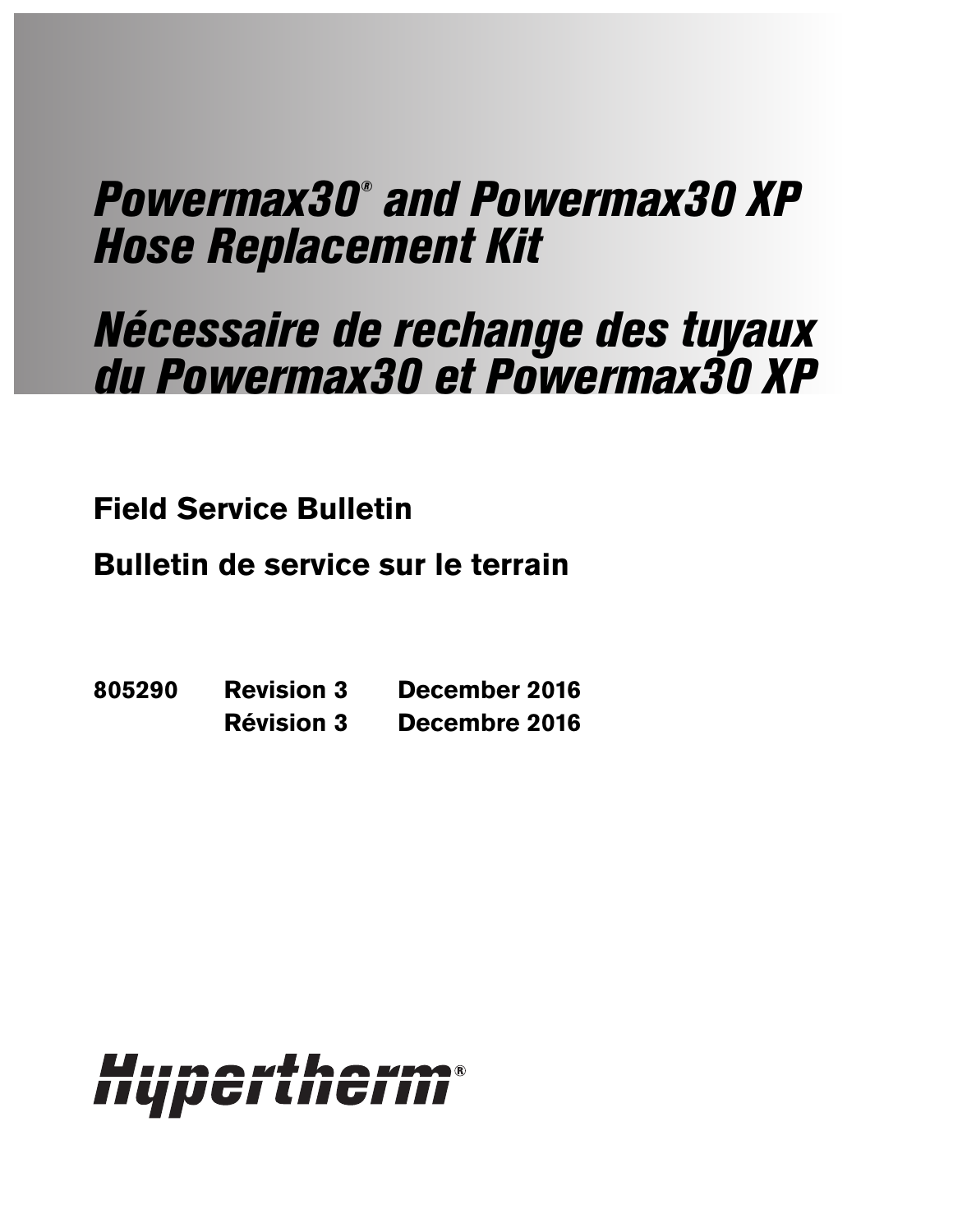# *Powermax30® and Powermax30 XP Hose Replacement Kit*

# *Nécessaire de rechange des tuyaux du Powermax30 et Powermax30 XP*

**Field Service Bulletin**

**Bulletin de service sur le terrain**

**805290 Revision 3 December 2016**

**Révision 3 Decembre 2016**

Hypertherm®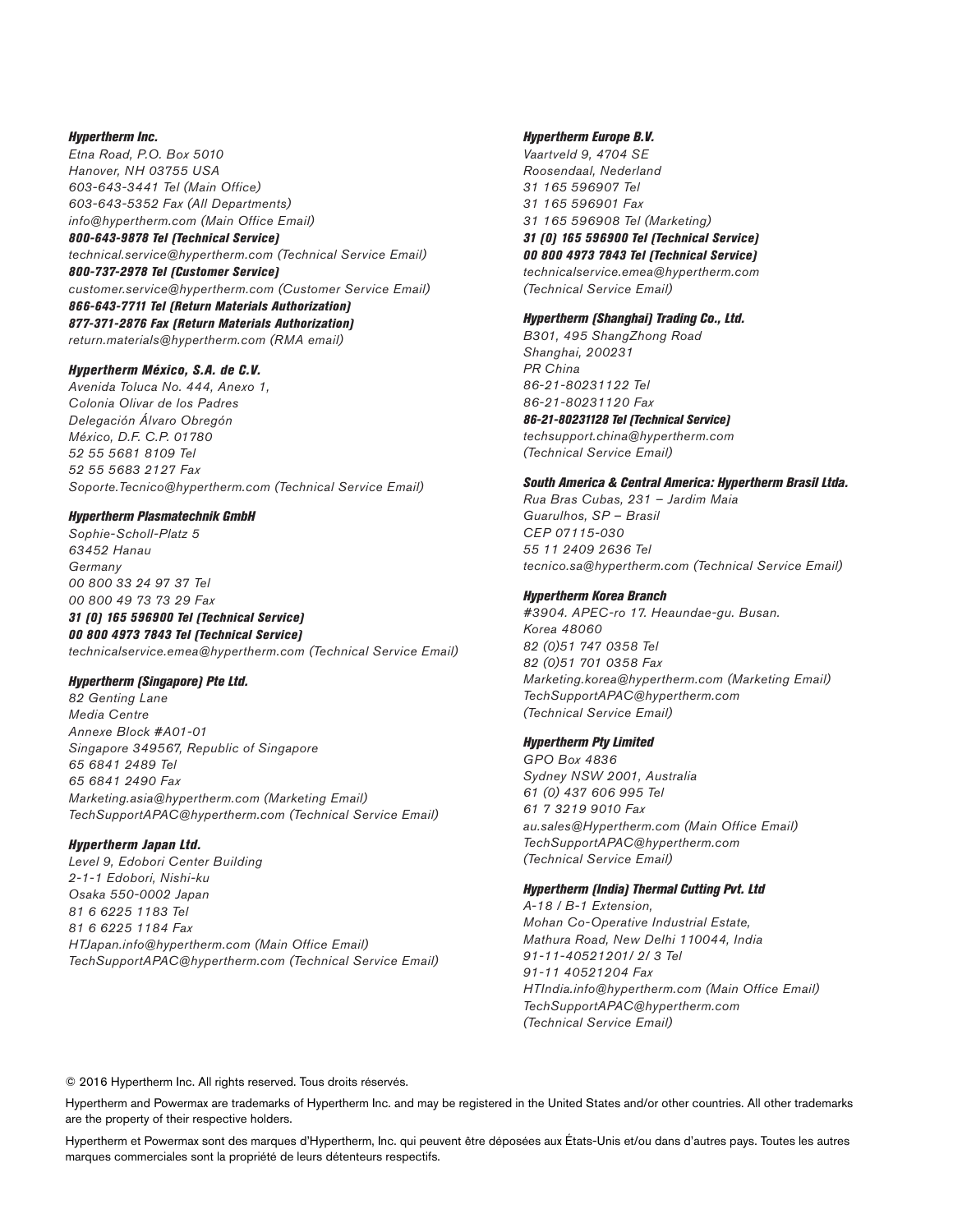**Hypertherm Inc.**
*Etna Road, P.O. Box 5010*
*Hanover, NH 03755 USA*
*603-643-3441 Tel (Main Office)*
*603-643-5352 Fax (All Departments)*
*info@hypertherm.com (Main Office Email)*
***800-643-9878 Tel (Technical Service)***
*technical.service@hypertherm.com (Technical Service Email)*
***800-737-2978 Tel (Customer Service)***
*customer.service@hypertherm.com (Customer Service Email)*
***866-643-7711 Tel (Return Materials Authorization)***
***877-371-2876 Fax (Return Materials Authorization)***
*return.materials@hypertherm.com (RMA email)*

**Hypertherm México, S.A. de C.V.**
*Avenida Toluca No. 444, Anexo 1,*
*Colonia Olivar de los Padres*
*Delegación Álvaro Obregón*
*México, D.F. C.P. 01780*
*52 55 5681 8109 Tel*
*52 55 5683 2127 Fax*
*Soporte.Tecnico@hypertherm.com (Technical Service Email)*

**Hypertherm Plasmatechnik GmbH**
*Sophie-Scholl-Platz 5*
*63452 Hanau*
*Germany*
*00 800 33 24 97 37 Tel*
*00 800 49 73 73 29 Fax*
***31 (0) 165 596900 Tel (Technical Service)***
***00 800 4973 7843 Tel (Technical Service)***
*technicalservice.emea@hypertherm.com (Technical Service Email)*

**Hypertherm (Singapore) Pte Ltd.**
*82 Genting Lane*
*Media Centre*
*Annexe Block #A01-01*
*Singapore 349567, Republic of Singapore*
*65 6841 2489 Tel*
*65 6841 2490 Fax*
*Marketing.asia@hypertherm.com (Marketing Email)*
*TechSupportAPAC@hypertherm.com (Technical Service Email)*

**Hypertherm Japan Ltd.**
*Level 9, Edobori Center Building*
*2-1-1 Edobori, Nishi-ku*
*Osaka 550-0002 Japan*
*81 6 6225 1183 Tel*
*81 6 6225 1184 Fax*
*HTJapan.info@hypertherm.com (Main Office Email)*
*TechSupportAPAC@hypertherm.com (Technical Service Email)*

**Hypertherm Europe B.V.**
*Vaartveld 9, 4704 SE*
*Roosendaal, Nederland*
*31 165 596907 Tel*
*31 165 596901 Fax*
*31 165 596908 Tel (Marketing)*
***31 (0) 165 596900 Tel (Technical Service)***
***00 800 4973 7843 Tel (Technical Service)***
*technicalservice.emea@hypertherm.com*
*(Technical Service Email)*

**Hypertherm (Shanghai) Trading Co., Ltd.**
*B301, 495 ShangZhong Road*
*Shanghai, 200231*
*PR China*
*86-21-80231122 Tel*
*86-21-80231120 Fax*
***86-21-80231128 Tel (Technical Service)***
*techsupport.china@hypertherm.com*
*(Technical Service Email)*

**South America & Central America: Hypertherm Brasil Ltda.**
*Rua Bras Cubas, 231 – Jardim Maia*
*Guarulhos, SP – Brasil*
*CEP 07115-030*
*55 11 2409 2636 Tel*
*tecnico.sa@hypertherm.com (Technical Service Email)*

**Hypertherm Korea Branch**
*#3904. APEC-ro 17. Heaundae-gu. Busan.*
*Korea 48060*
*82 (0)51 747 0358 Tel*
*82 (0)51 701 0358 Fax*
*Marketing.korea@hypertherm.com (Marketing Email)*
*TechSupportAPAC@hypertherm.com*
*(Technical Service Email)*

**Hypertherm Pty Limited**
*GPO Box 4836*
*Sydney NSW 2001, Australia*
*61 (0) 437 606 995 Tel*
*61 7 3219 9010 Fax*
*au.sales@Hypertherm.com (Main Office Email)*
*TechSupportAPAC@hypertherm.com*
*(Technical Service Email)*

**Hypertherm (India) Thermal Cutting Pvt. Ltd**
*A-18 / B-1 Extension,*
*Mohan Co-Operative Industrial Estate,*
*Mathura Road, New Delhi 110044, India*
*91-11-40521201/ 2/ 3 Tel*
*91-11 40521204 Fax*
*HTIndia.info@hypertherm.com (Main Office Email)*
*TechSupportAPAC@hypertherm.com*
*(Technical Service Email)*

© 2016 Hypertherm Inc. All rights reserved. Tous droits réservés.

Hypertherm and Powermax are trademarks of Hypertherm Inc. and may be registered in the United States and/or other countries. All other trademarks are the property of their respective holders.

Hypertherm et Powermax sont des marques d'Hypertherm, Inc. qui peuvent être déposées aux États-Unis et/ou dans d'autres pays. Toutes les autres marques commerciales sont la propriété de leurs détenteurs respectifs.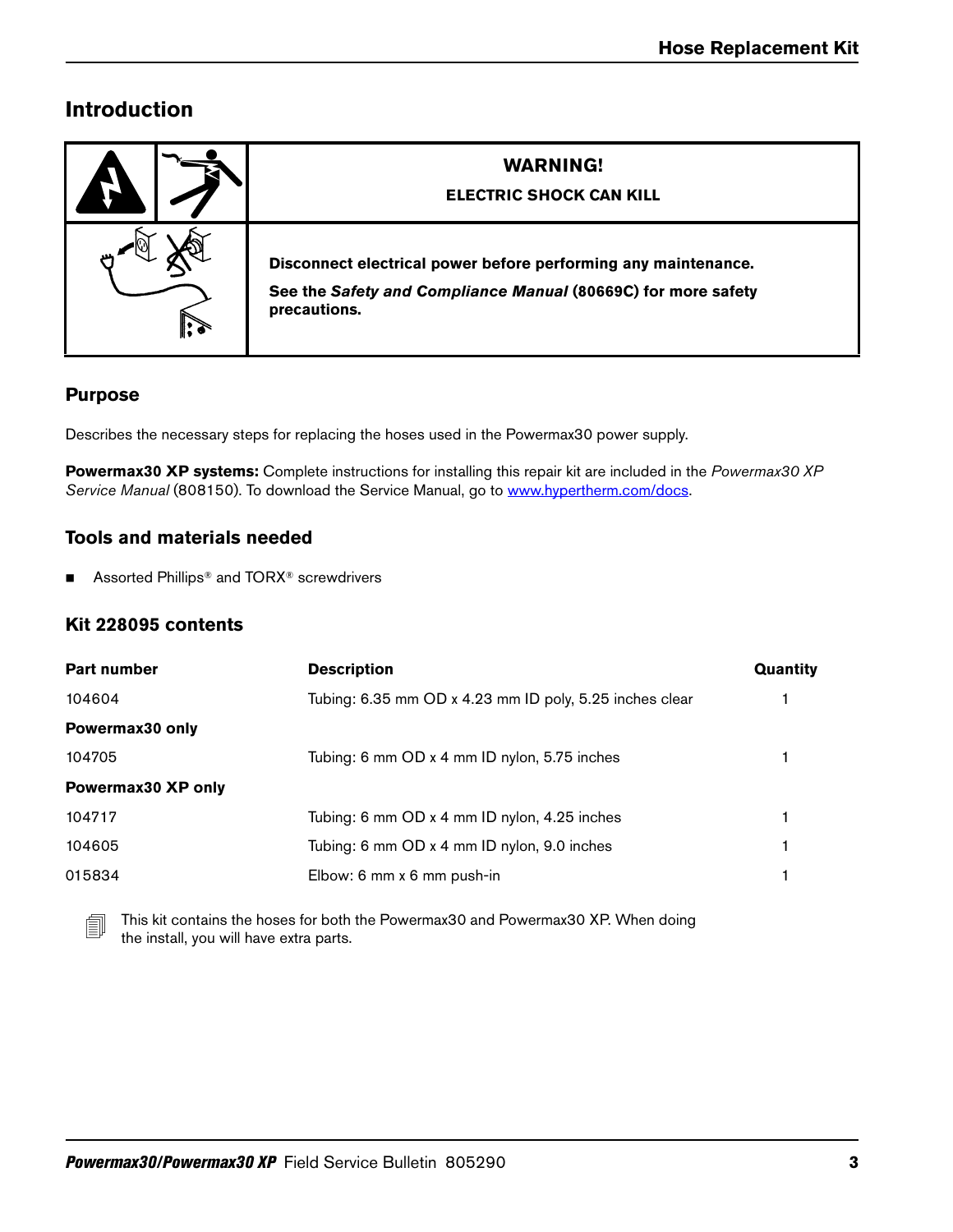## Introduction

| | WARNING! ELECTRIC SHOCK CAN KILL |
|---|---|
| | **Disconnect electrical power before performing any maintenance.** **See the *Safety and Compliance Manual* (80669C) for more safety precautions.** |

### Purpose

Describes the necessary steps for replacing the hoses used in the Powermax30 power supply.

**Powermax30 XP systems:** Complete instructions for installing this repair kit are included in the *Powermax30 XP Service Manual* (808150). To download the Service Manual, go to www.hypertherm.com/docs.

### Tools and materials needed

- Assorted Phillips® and TORX® screwdrivers

### Kit 228095 contents

| Part number | Description | Quantity |
|---|---|---|
| 104604 | Tubing: 6.35 mm OD x 4.23 mm ID poly, 5.25 inches clear | 1 |
| **Powermax30 only** | | |
| 104705 | Tubing: 6 mm OD x 4 mm ID nylon, 5.75 inches | 1 |
| **Powermax30 XP only** | | |
| 104717 | Tubing: 6 mm OD x 4 mm ID nylon, 4.25 inches | 1 |
| 104605 | Tubing: 6 mm OD x 4 mm ID nylon, 9.0 inches | 1 |
| 015834 | Elbow: 6 mm x 6 mm push-in | 1 |

This kit contains the hoses for both the Powermax30 and Powermax30 XP. When doing the install, you will have extra parts.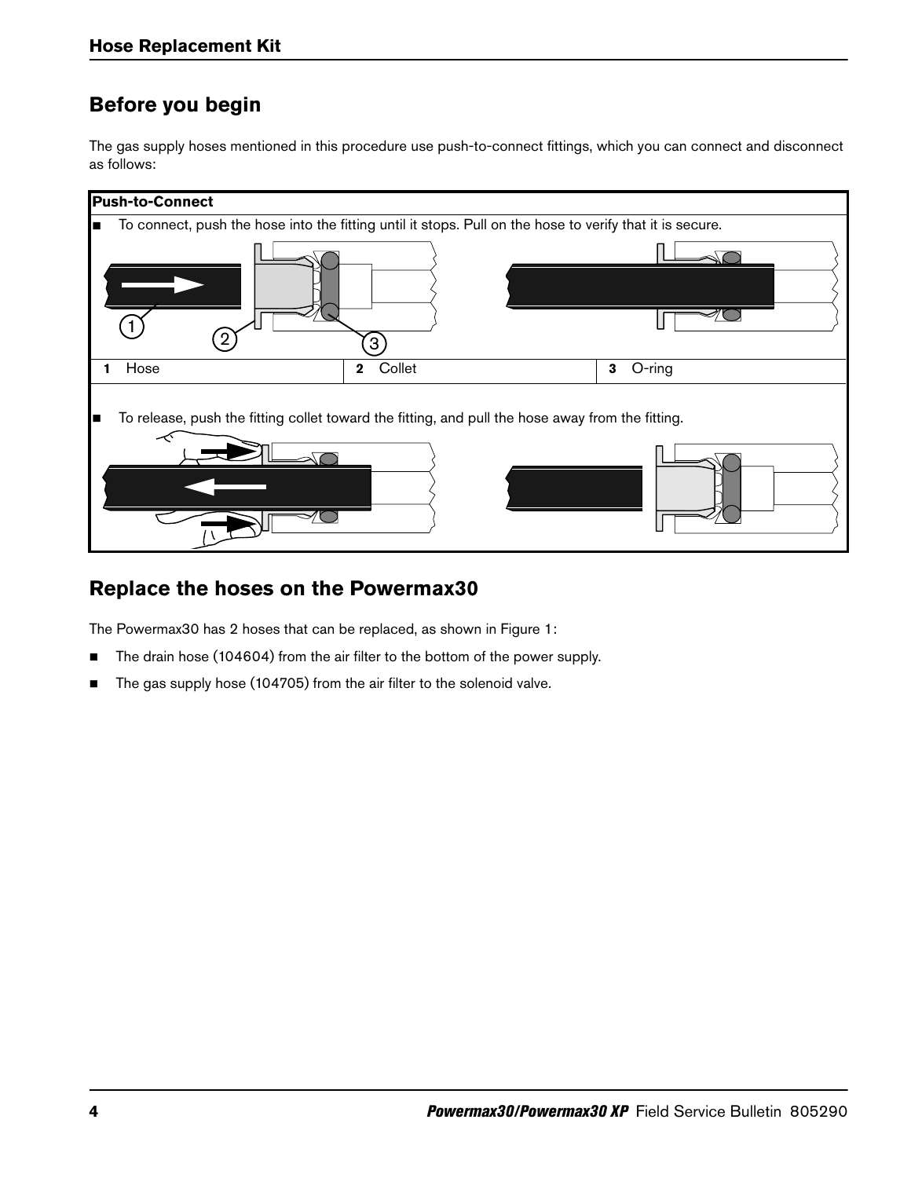## Before you begin

The gas supply hoses mentioned in this procedure use push-to-connect fittings, which you can connect and disconnect as follows:

| Push-to-Connect | | |
|---|---|---|
| ■ To connect, push the hose into the fitting until it stops. Pull on the hose to verify that it is secure. | | |
| **1** Hose | **2** Collet | **3** O-ring |
| ■ To release, push the fitting collet toward the fitting, and pull the hose away from the fitting. | | |

## Replace the hoses on the Powermax30

The Powermax30 has 2 hoses that can be replaced, as shown in Figure 1:

- The drain hose (104604) from the air filter to the bottom of the power supply.
- The gas supply hose (104705) from the air filter to the solenoid valve.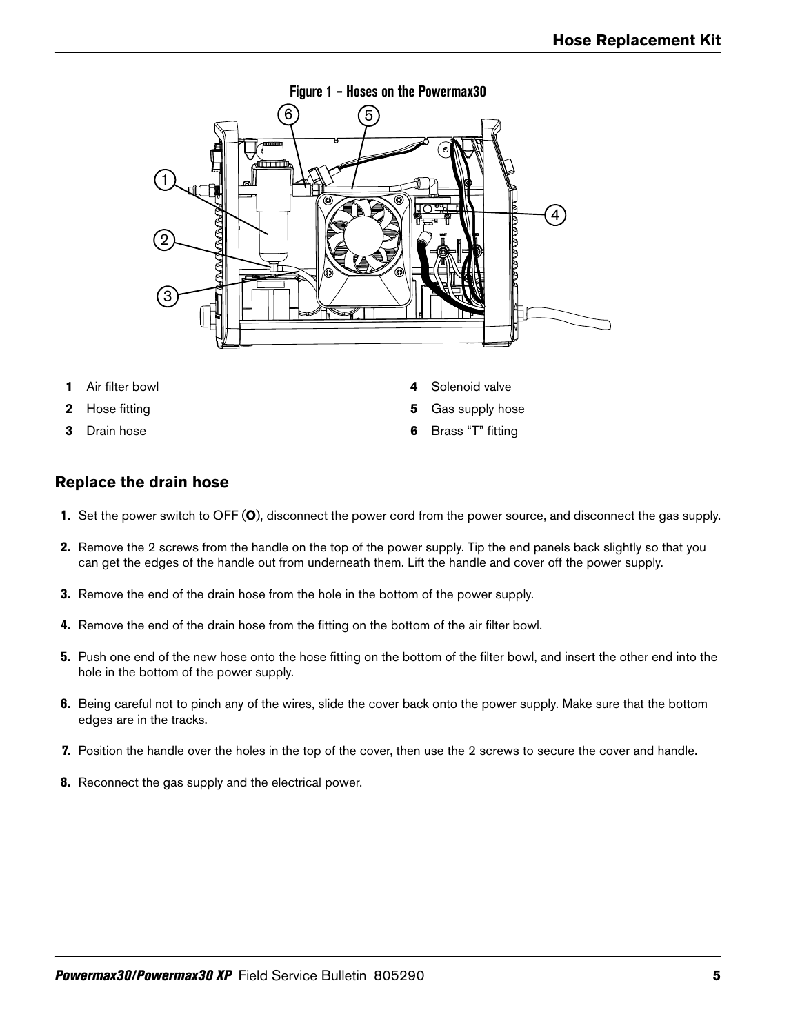Figure 1 – Hoses on the Powermax30

1 Air filter bowl
2 Hose fitting
3 Drain hose
4 Solenoid valve
5 Gas supply hose
6 Brass "T" fitting

## Replace the drain hose

1. Set the power switch to OFF (**O**), disconnect the power cord from the power source, and disconnect the gas supply.
2. Remove the 2 screws from the handle on the top of the power supply. Tip the end panels back slightly so that you can get the edges of the handle out from underneath them. Lift the handle and cover off the power supply.
3. Remove the end of the drain hose from the hole in the bottom of the power supply.
4. Remove the end of the drain hose from the fitting on the bottom of the air filter bowl.
5. Push one end of the new hose onto the hose fitting on the bottom of the filter bowl, and insert the other end into the hole in the bottom of the power supply.
6. Being careful not to pinch any of the wires, slide the cover back onto the power supply. Make sure that the bottom edges are in the tracks.
7. Position the handle over the holes in the top of the cover, then use the 2 screws to secure the cover and handle.
8. Reconnect the gas supply and the electrical power.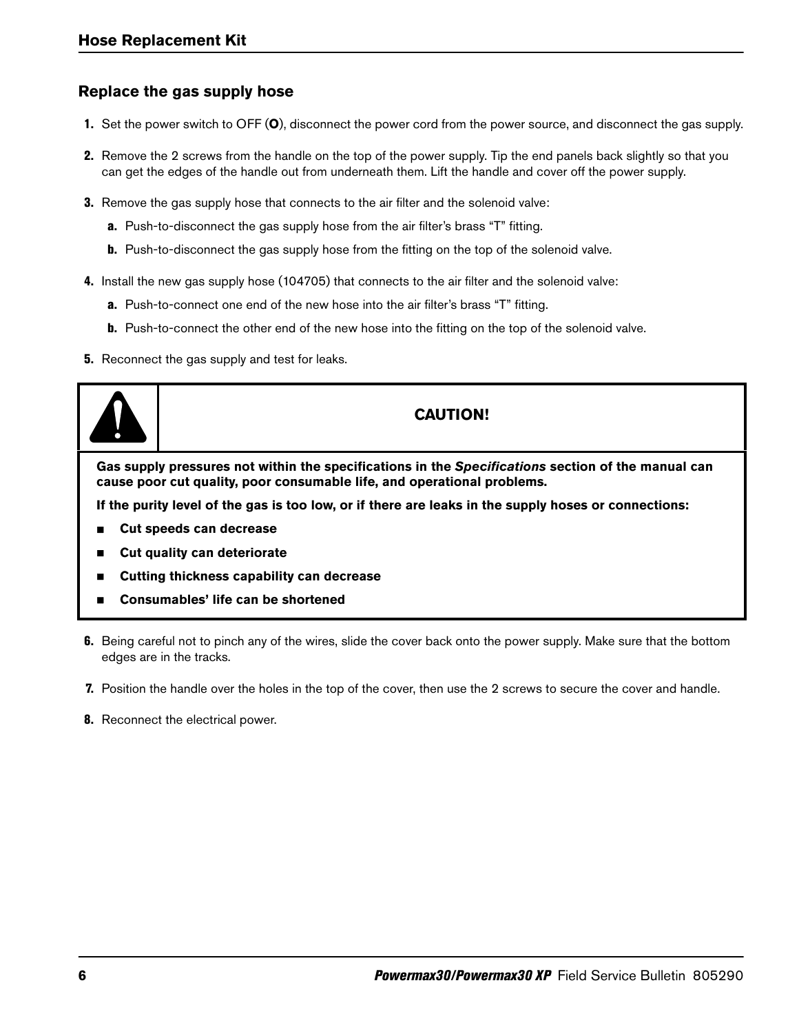## Replace the gas supply hose

1. Set the power switch to OFF (**O**), disconnect the power cord from the power source, and disconnect the gas supply.
2. Remove the 2 screws from the handle on the top of the power supply. Tip the end panels back slightly so that you can get the edges of the handle out from underneath them. Lift the handle and cover off the power supply.
3. Remove the gas supply hose that connects to the air filter and the solenoid valve:
   a. Push-to-disconnect the gas supply hose from the air filter's brass "T" fitting.
   b. Push-to-disconnect the gas supply hose from the fitting on the top of the solenoid valve.
4. Install the new gas supply hose (104705) that connects to the air filter and the solenoid valve:
   a. Push-to-connect one end of the new hose into the air filter's brass "T" fitting.
   b. Push-to-connect the other end of the new hose into the fitting on the top of the solenoid valve.
5. Reconnect the gas supply and test for leaks.

> **CAUTION!**
>
> **Gas supply pressures not within the specifications in the *Specifications* section of the manual can cause poor cut quality, poor consumable life, and operational problems.**
>
> **If the purity level of the gas is too low, or if there are leaks in the supply hoses or connections:**
>
> - **Cut speeds can decrease**
> - **Cut quality can deteriorate**
> - **Cutting thickness capability can decrease**
> - **Consumables' life can be shortened**

6. Being careful not to pinch any of the wires, slide the cover back onto the power supply. Make sure that the bottom edges are in the tracks.
7. Position the handle over the holes in the top of the cover, then use the 2 screws to secure the cover and handle.
8. Reconnect the electrical power.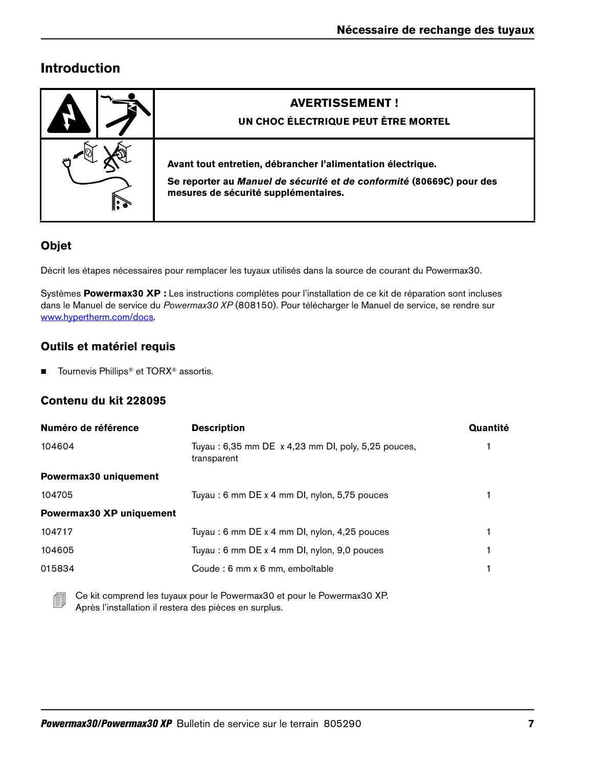# Introduction

| AVERTISSEMENT ! |
|---|
| **UN CHOC ÉLECTRIQUE PEUT ÊTRE MORTEL** |
| **Avant tout entretien, débrancher l'alimentation électrique.** |
| **Se reporter au *Manuel de sécurité et de conformité* (80669C) pour des mesures de sécurité supplémentaires.** |

## Objet

Décrit les étapes nécessaires pour remplacer les tuyaux utilisés dans la source de courant du Powermax30.

Systèmes **Powermax30 XP :** Les instructions complètes pour l'installation de ce kit de réparation sont incluses dans le Manuel de service du *Powermax30 XP* (808150). Pour télécharger le Manuel de service, se rendre sur www.hypertherm.com/docs.

## Outils et matériel requis

- Tournevis Phillips® et TORX® assortis.

## Contenu du kit 228095

| Numéro de référence | Description | Quantité |
|---|---|---|
| 104604 | Tuyau : 6,35 mm DE x 4,23 mm DI, poly, 5,25 pouces, transparent | 1 |
| **Powermax30 uniquement** | | |
| 104705 | Tuyau : 6 mm DE x 4 mm DI, nylon, 5,75 pouces | 1 |
| **Powermax30 XP uniquement** | | |
| 104717 | Tuyau : 6 mm DE x 4 mm DI, nylon, 4,25 pouces | 1 |
| 104605 | Tuyau : 6 mm DE x 4 mm DI, nylon, 9,0 pouces | 1 |
| 015834 | Coude : 6 mm x 6 mm, emboîtable | 1 |

Ce kit comprend les tuyaux pour le Powermax30 et pour le Powermax30 XP. Après l'installation il restera des pièces en surplus.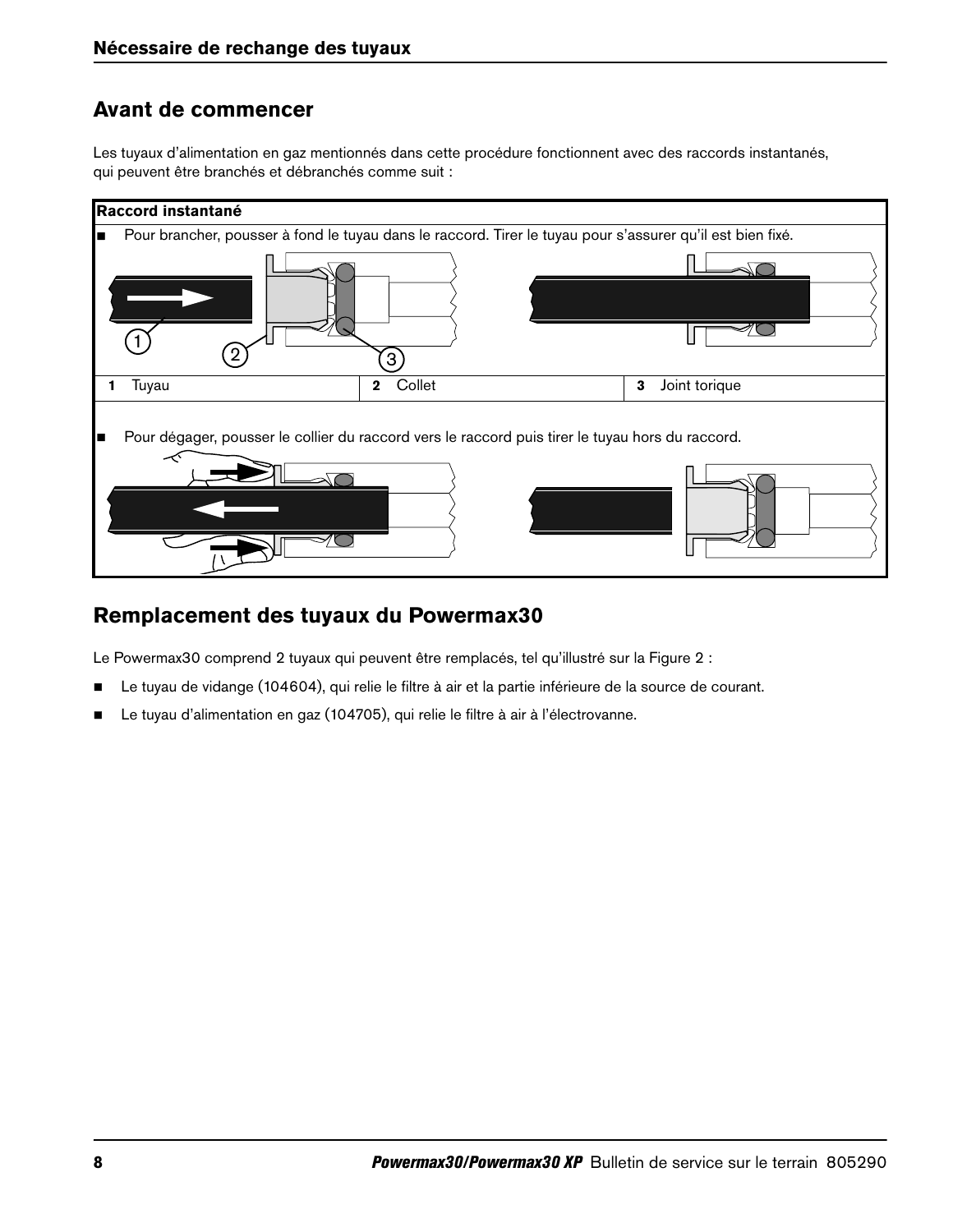## Avant de commencer

Les tuyaux d'alimentation en gaz mentionnés dans cette procédure fonctionnent avec des raccords instantanés, qui peuvent être branchés et débranchés comme suit :

**Raccord instantané**

- Pour brancher, pousser à fond le tuyau dans le raccord. Tirer le tuyau pour s'assurer qu'il est bien fixé.

| **1** Tuyau | **2** Collet | **3** Joint torique |
|---|---|---|

- Pour dégager, pousser le collier du raccord vers le raccord puis tirer le tuyau hors du raccord.

## Remplacement des tuyaux du Powermax30

Le Powermax30 comprend 2 tuyaux qui peuvent être remplacés, tel qu'illustré sur la Figure 2 :

- Le tuyau de vidange (104604), qui relie le filtre à air et la partie inférieure de la source de courant.
- Le tuyau d'alimentation en gaz (104705), qui relie le filtre à air à l'électrovanne.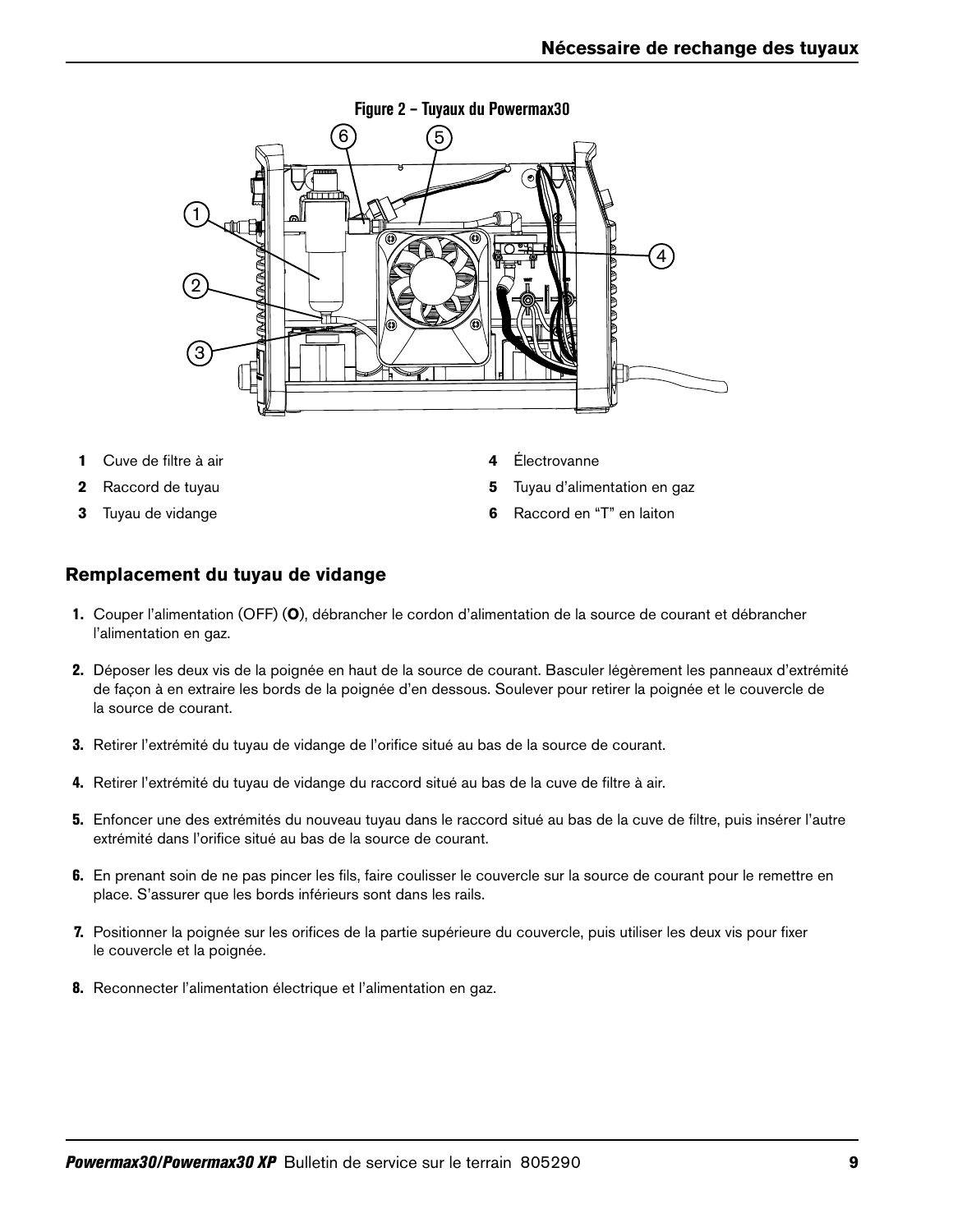**Figure 2 – Tuyaux du Powermax30**

1. Cuve de filtre à air
2. Raccord de tuyau
3. Tuyau de vidange
4. Électrovanne
5. Tuyau d'alimentation en gaz
6. Raccord en "T" en laiton

## Remplacement du tuyau de vidange

1. Couper l'alimentation (OFF) (**O**), débrancher le cordon d'alimentation de la source de courant et débrancher l'alimentation en gaz.
2. Déposer les deux vis de la poignée en haut de la source de courant. Basculer légèrement les panneaux d'extrémité de façon à en extraire les bords de la poignée d'en dessous. Soulever pour retirer la poignée et le couvercle de la source de courant.
3. Retirer l'extrémité du tuyau de vidange de l'orifice situé au bas de la source de courant.
4. Retirer l'extrémité du tuyau de vidange du raccord situé au bas de la cuve de filtre à air.
5. Enfoncer une des extrémités du nouveau tuyau dans le raccord situé au bas de la cuve de filtre, puis insérer l'autre extrémité dans l'orifice situé au bas de la source de courant.
6. En prenant soin de ne pas pincer les fils, faire coulisser le couvercle sur la source de courant pour le remettre en place. S'assurer que les bords inférieurs sont dans les rails.
7. Positionner la poignée sur les orifices de la partie supérieure du couvercle, puis utiliser les deux vis pour fixer le couvercle et la poignée.
8. Reconnecter l'alimentation électrique et l'alimentation en gaz.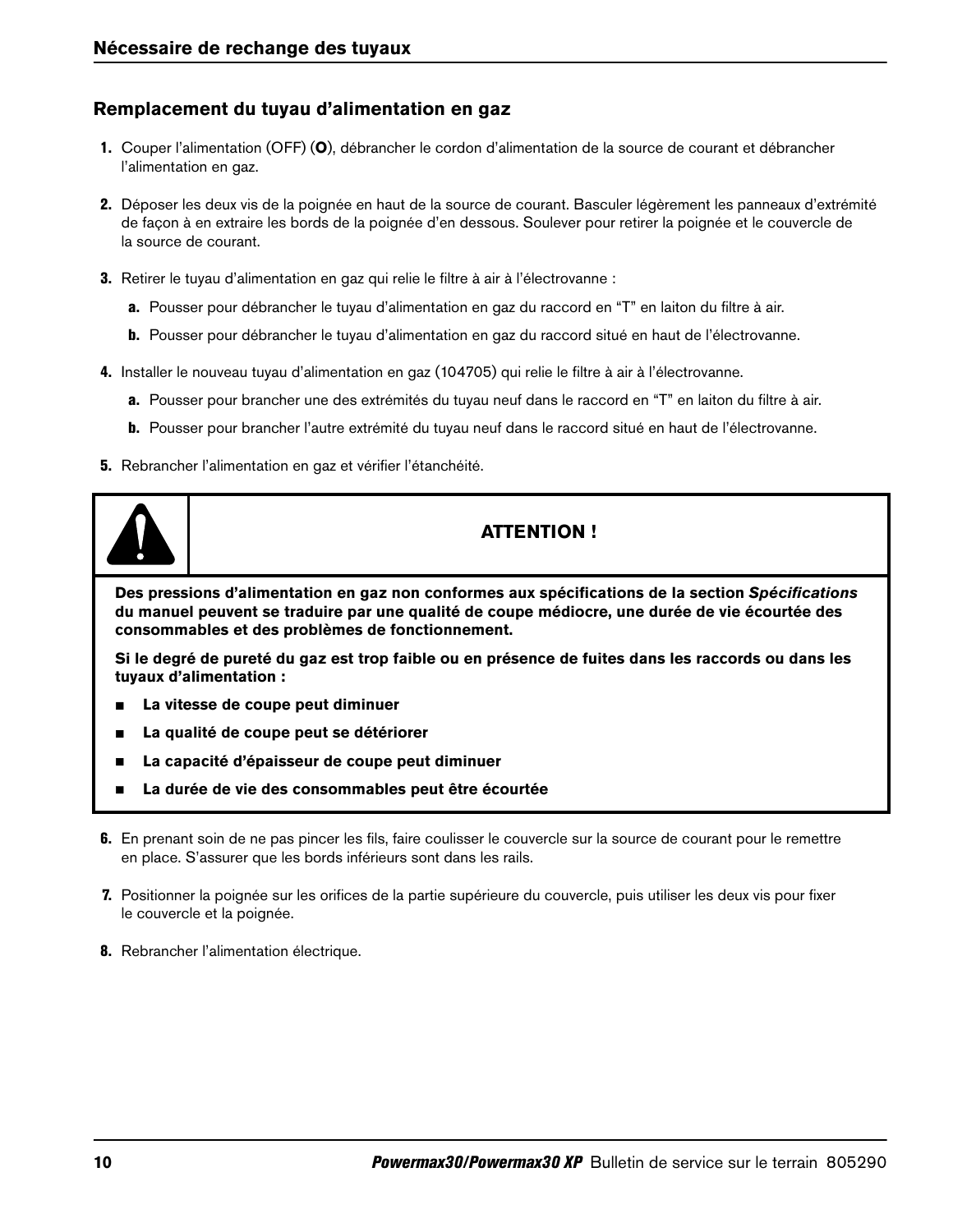## Remplacement du tuyau d'alimentation en gaz

1. Couper l'alimentation (OFF) (**O**), débrancher le cordon d'alimentation de la source de courant et débrancher l'alimentation en gaz.

2. Déposer les deux vis de la poignée en haut de la source de courant. Basculer légèrement les panneaux d'extrémité de façon à en extraire les bords de la poignée d'en dessous. Soulever pour retirer la poignée et le couvercle de la source de courant.

3. Retirer le tuyau d'alimentation en gaz qui relie le filtre à air à l'électrovanne :
   - **a.** Pousser pour débrancher le tuyau d'alimentation en gaz du raccord en "T" en laiton du filtre à air.
   - **b.** Pousser pour débrancher le tuyau d'alimentation en gaz du raccord situé en haut de l'électrovanne.

4. Installer le nouveau tuyau d'alimentation en gaz (104705) qui relie le filtre à air à l'électrovanne.
   - **a.** Pousser pour brancher une des extrémités du tuyau neuf dans le raccord en "T" en laiton du filtre à air.
   - **b.** Pousser pour brancher l'autre extrémité du tuyau neuf dans le raccord situé en haut de l'électrovanne.

5. Rebrancher l'alimentation en gaz et vérifier l'étanchéité.

**ATTENTION !**

**Des pressions d'alimentation en gaz non conformes aux spécifications de la section *Spécifications* du manuel peuvent se traduire par une qualité de coupe médiocre, une durée de vie écourtée des consommables et des problèmes de fonctionnement.**

**Si le degré de pureté du gaz est trop faible ou en présence de fuites dans les raccords ou dans les tuyaux d'alimentation :**

- **La vitesse de coupe peut diminuer**
- **La qualité de coupe peut se détériorer**
- **La capacité d'épaisseur de coupe peut diminuer**
- **La durée de vie des consommables peut être écourtée**

6. En prenant soin de ne pas pincer les fils, faire coulisser le couvercle sur la source de courant pour le remettre en place. S'assurer que les bords inférieurs sont dans les rails.

7. Positionner la poignée sur les orifices de la partie supérieure du couvercle, puis utiliser les deux vis pour fixer le couvercle et la poignée.

8. Rebrancher l'alimentation électrique.